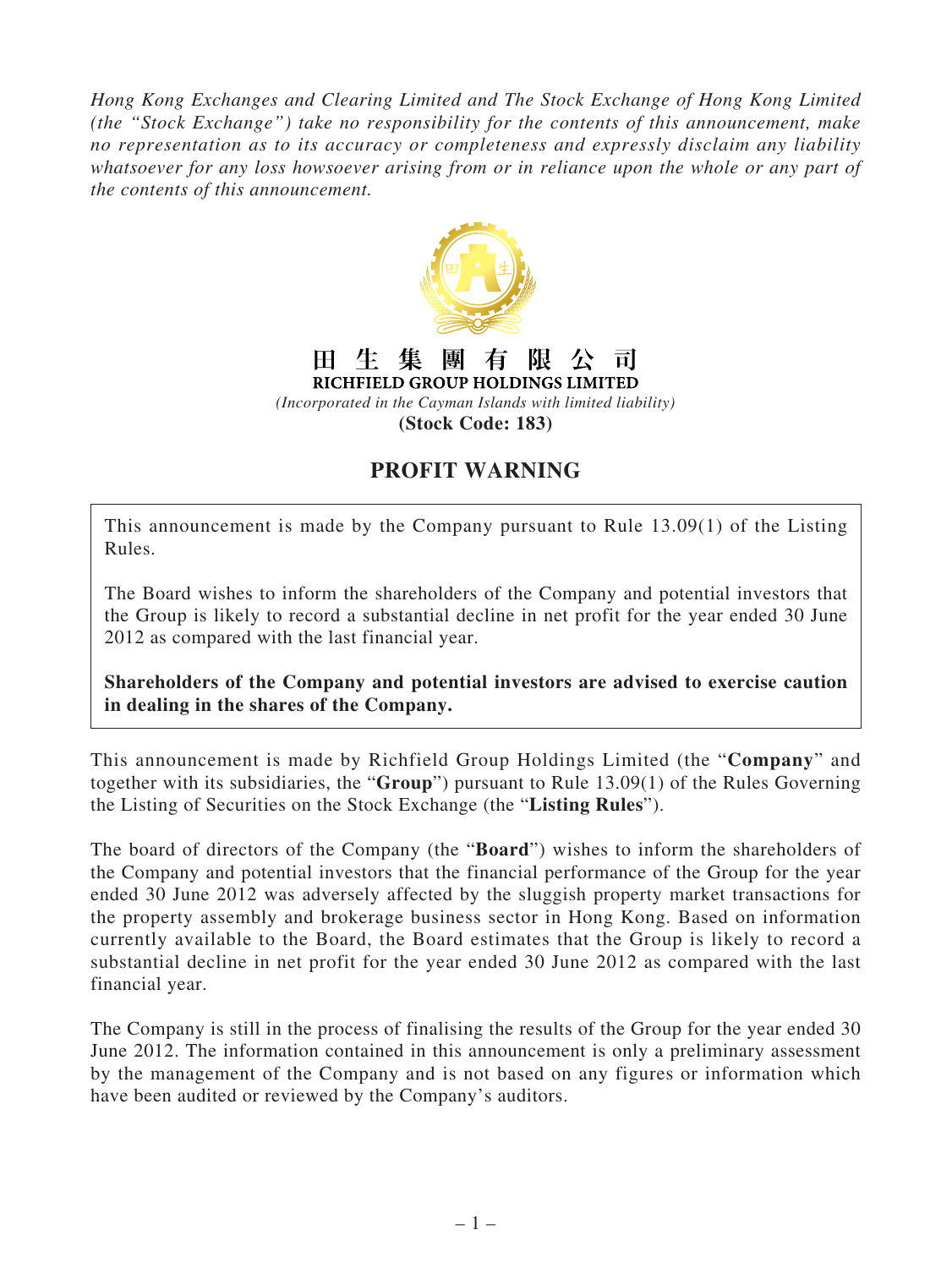*Hong Kong Exchanges and Clearing Limited and The Stock Exchange of Hong Kong Limited (the "Stock Exchange") take no responsibility for the contents of this announcement, make no representation as to its accuracy or completeness and expressly disclaim any liability whatsoever for any loss howsoever arising from or in reliance upon the whole or any part of the contents of this announcement.*

**田生集團有限公司**
**RICHFIELD GROUP HOLDINGS LIMITED**
*(Incorporated in the Cayman Islands with limited liability)*
**(Stock Code: 183)**

# PROFIT WARNING

This announcement is made by the Company pursuant to Rule 13.09(1) of the Listing Rules.

The Board wishes to inform the shareholders of the Company and potential investors that the Group is likely to record a substantial decline in net profit for the year ended 30 June 2012 as compared with the last financial year.

**Shareholders of the Company and potential investors are advised to exercise caution in dealing in the shares of the Company.**

This announcement is made by Richfield Group Holdings Limited (the "**Company**" and together with its subsidiaries, the "**Group**") pursuant to Rule 13.09(1) of the Rules Governing the Listing of Securities on the Stock Exchange (the "**Listing Rules**").

The board of directors of the Company (the "**Board**") wishes to inform the shareholders of the Company and potential investors that the financial performance of the Group for the year ended 30 June 2012 was adversely affected by the sluggish property market transactions for the property assembly and brokerage business sector in Hong Kong. Based on information currently available to the Board, the Board estimates that the Group is likely to record a substantial decline in net profit for the year ended 30 June 2012 as compared with the last financial year.

The Company is still in the process of finalising the results of the Group for the year ended 30 June 2012. The information contained in this announcement is only a preliminary assessment by the management of the Company and is not based on any figures or information which have been audited or reviewed by the Company's auditors.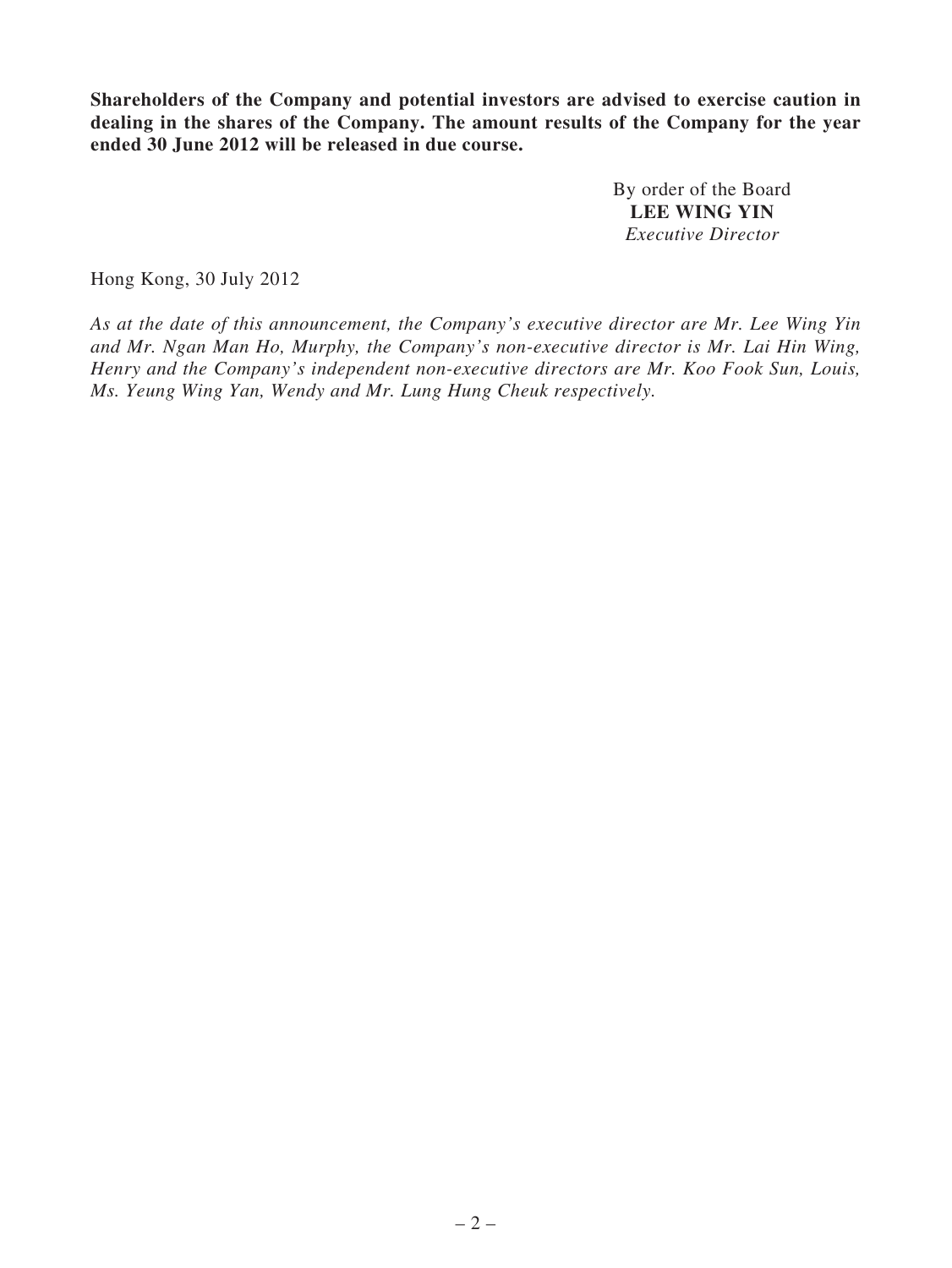**Shareholders of the Company and potential investors are advised to exercise caution in dealing in the shares of the Company. The amount results of the Company for the year ended 30 June 2012 will be released in due course.**

By order of the Board
**LEE WING YIN**
*Executive Director*

Hong Kong, 30 July 2012

*As at the date of this announcement, the Company's executive director are Mr. Lee Wing Yin and Mr. Ngan Man Ho, Murphy, the Company's non-executive director is Mr. Lai Hin Wing, Henry and the Company's independent non-executive directors are Mr. Koo Fook Sun, Louis, Ms. Yeung Wing Yan, Wendy and Mr. Lung Hung Cheuk respectively.*